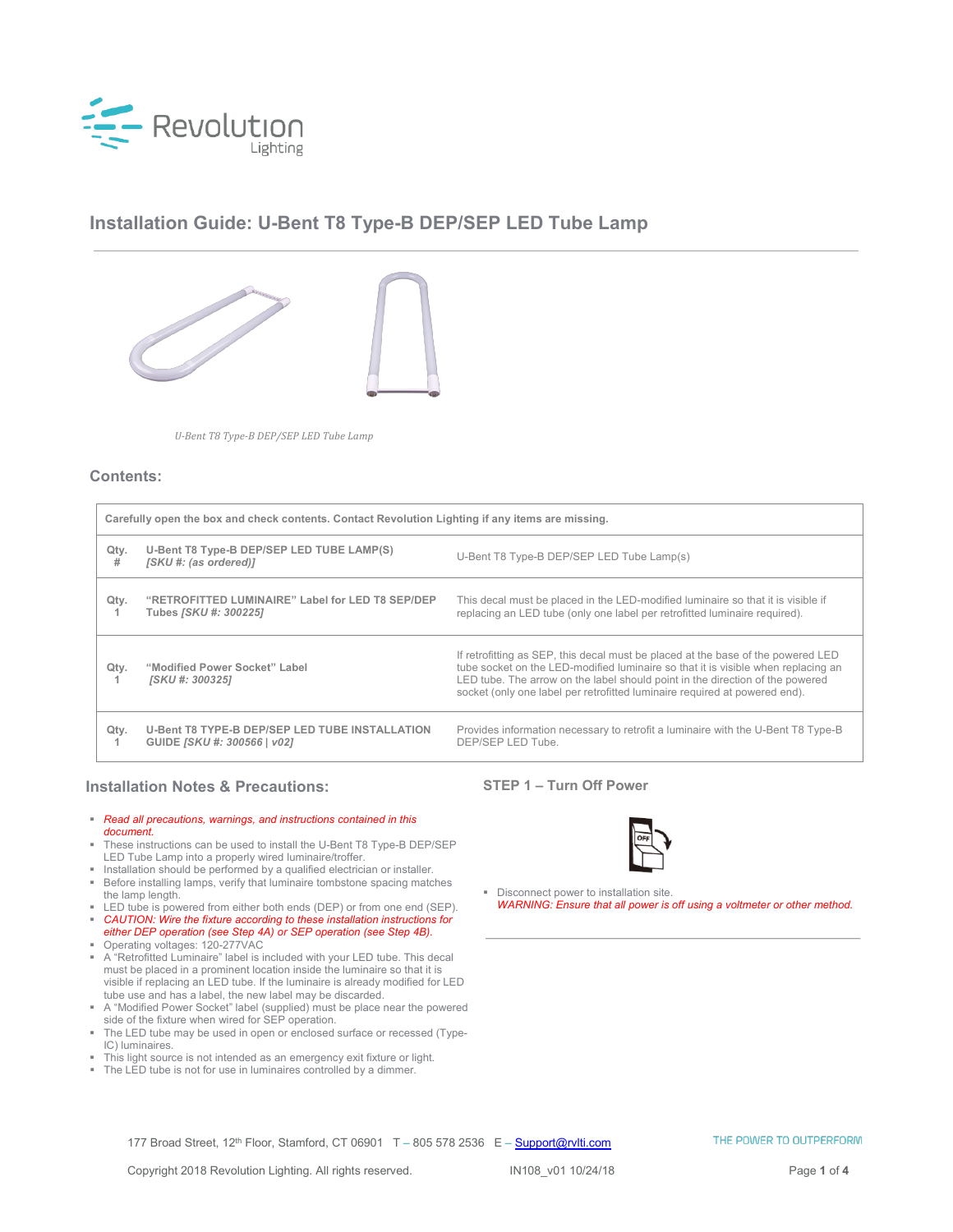Revolution Lighting

# Installation Guide: U-Bent T8 Type-B DEP/SEP LED Tube Lamp

*U-Bent T8 Type-B DEP/SEP LED Tube Lamp*

## Contents:

| Carefully open the box and check contents. Contact Revolution Lighting if any items are missing. | | |
|---|---|---|
| Qty. # | **U-Bent T8 Type-B DEP/SEP LED TUBE LAMP(S)** ***[SKU #: (as ordered)]*** | U-Bent T8 Type-B DEP/SEP LED Tube Lamp(s) |
| Qty. 1 | **"RETROFITTED LUMINAIRE" Label for LED T8 SEP/DEP Tubes** ***[SKU #: 300225]*** | This decal must be placed in the LED-modified luminaire so that it is visible if replacing an LED tube (only one label per retrofitted luminaire required). |
| Qty. 1 | **"Modified Power Socket" Label** ***[SKU #: 300325]*** | If retrofitting as SEP, this decal must be placed at the base of the powered LED tube socket on the LED-modified luminaire so that it is visible when replacing an LED tube. The arrow on the label should point in the direction of the powered socket (only one label per retrofitted luminaire required at powered end). |
| Qty. 1 | **U-Bent T8 TYPE-B DEP/SEP LED TUBE INSTALLATION GUIDE** ***[SKU #: 300566 \| v02]*** | Provides information necessary to retrofit a luminaire with the U-Bent T8 Type-B DEP/SEP LED Tube. |

## Installation Notes & Precautions:

- *Read all precautions, warnings, and instructions contained in this document.*
- These instructions can be used to install the U-Bent T8 Type-B DEP/SEP LED Tube Lamp into a properly wired luminaire/troffer.
- Installation should be performed by a qualified electrician or installer.
- Before installing lamps, verify that luminaire tombstone spacing matches the lamp length.
- LED tube is powered from either both ends (DEP) or from one end (SEP).
- *CAUTION: Wire the fixture according to these installation instructions for either DEP operation (see Step 4A) or SEP operation (see Step 4B).*
- Operating voltages: 120-277VAC
- A "Retrofitted Luminaire" label is included with your LED tube. This decal must be placed in a prominent location inside the luminaire so that it is visible if replacing an LED tube. If the luminaire is already modified for LED tube use and has a label, the new label may be discarded.
- A "Modified Power Socket" label (supplied) must be place near the powered side of the fixture when wired for SEP operation.
- The LED tube may be used in open or enclosed surface or recessed (Type-IC) luminaires.
- This light source is not intended as an emergency exit fixture or light.
- The LED tube is not for use in luminaires controlled by a dimmer.

## STEP 1 – Turn Off Power

- Disconnect power to installation site.
  *WARNING: Ensure that all power is off using a voltmeter or other method.*

177 Broad Street, 12th Floor, Stamford, CT 06901 T – 805 578 2536 E – Support@rvlti.com

THE POWER TO OUTPERFORM

Copyright 2018 Revolution Lighting. All rights reserved. IN108_v01 10/24/18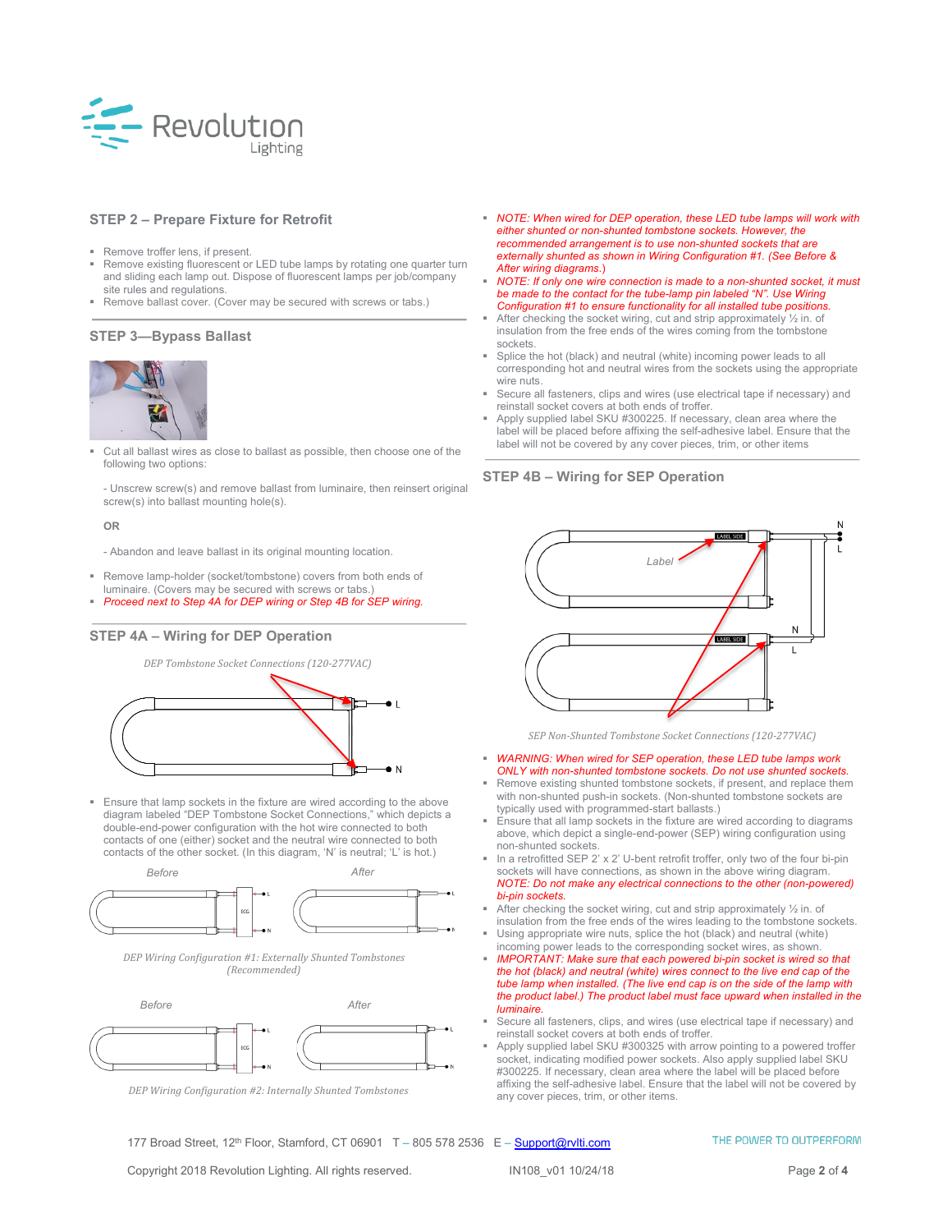## STEP 2 – Prepare Fixture for Retrofit

- Remove troffer lens, if present.
- Remove existing fluorescent or LED tube lamps by rotating one quarter turn and sliding each lamp out. Dispose of fluorescent lamps per job/company site rules and regulations.
- Remove ballast cover. (Cover may be secured with screws or tabs.)

## STEP 3—Bypass Ballast

- Cut all ballast wires as close to ballast as possible, then choose one of the following two options:

  - Unscrew screw(s) and remove ballast from luminaire, then reinsert original screw(s) into ballast mounting hole(s).

  **OR**

  - Abandon and leave ballast in its original mounting location.

- Remove lamp-holder (socket/tombstone) covers from both ends of luminaire. (Covers may be secured with screws or tabs.)
- *Proceed next to Step 4A for DEP wiring or Step 4B for SEP wiring.*

## STEP 4A – Wiring for DEP Operation

*DEP Tombstone Socket Connections (120-277VAC)*

- Ensure that lamp sockets in the fixture are wired according to the above diagram labeled "DEP Tombstone Socket Connections," which depicts a double-end-power configuration with the hot wire connected to both contacts of one (either) socket and the neutral wire connected to both contacts of the other socket. (In this diagram, 'N' is neutral; 'L' is hot.)

*DEP Wiring Configuration #1: Externally Shunted Tombstones (Recommended)*

*DEP Wiring Configuration #2: Internally Shunted Tombstones*

- *NOTE: When wired for DEP operation, these LED tube lamps will work with either shunted or non-shunted tombstone sockets. However, the recommended arrangement is to use non-shunted sockets that are externally shunted as shown in Wiring Configuration #1. (See Before & After wiring diagrams.)*
- *NOTE: If only one wire connection is made to a non-shunted socket, it must be made to the contact for the tube-lamp pin labeled "N". Use Wiring Configuration #1 to ensure functionality for all installed tube positions.*
- After checking the socket wiring, cut and strip approximately ½ in. of insulation from the free ends of the wires coming from the tombstone sockets.
- Splice the hot (black) and neutral (white) incoming power leads to all corresponding hot and neutral wires from the sockets using the appropriate wire nuts.
- Secure all fasteners, clips and wires (use electrical tape if necessary) and reinstall socket covers at both ends of troffer.
- Apply supplied label SKU #300225. If necessary, clean area where the label will be placed before affixing the self-adhesive label. Ensure that the label will not be covered by any cover pieces, trim, or other items

## STEP 4B – Wiring for SEP Operation

*SEP Non-Shunted Tombstone Socket Connections (120-277VAC)*

- *WARNING: When wired for SEP operation, these LED tube lamps work ONLY with non-shunted tombstone sockets. Do not use shunted sockets.*
- Remove existing shunted tombstone sockets, if present, and replace them with non-shunted push-in sockets. (Non-shunted tombstone sockets are typically used with programmed-start ballasts.)
- Ensure that all lamp sockets in the fixture are wired according to diagrams above, which depict a single-end-power (SEP) wiring configuration using non-shunted sockets.
- In a retrofitted SEP 2' x 2' U-bent retrofit troffer, only two of the four bi-pin sockets will have connections, as shown in the above wiring diagram. *NOTE: Do not make any electrical connections to the other (non-powered) bi-pin sockets.*
- After checking the socket wiring, cut and strip approximately ½ in. of insulation from the free ends of the wires leading to the tombstone sockets.
- Using appropriate wire nuts, splice the hot (black) and neutral (white) incoming power leads to the corresponding socket wires, as shown.
- *IMPORTANT: Make sure that each powered bi-pin socket is wired so that the hot (black) and neutral (white) wires connect to the live end cap of the tube lamp when installed. (The live end cap is on the side of the lamp with the product label.) The product label must face upward when installed in the luminaire.*
- Secure all fasteners, clips, and wires (use electrical tape if necessary) and reinstall socket covers at both ends of troffer.
- Apply supplied label SKU #300325 with arrow pointing to a powered troffer socket, indicating modified power sockets. Also apply supplied label SKU #300225. If necessary, clean area where the label will be placed before affixing the self-adhesive label. Ensure that the label will not be covered by any cover pieces, trim, or other items.

177 Broad Street, 12th Floor, Stamford, CT 06901 T – 805 578 2536 E – Support@rvlti.com

Copyright 2018 Revolution Lighting. All rights reserved. IN108_v01 10/24/18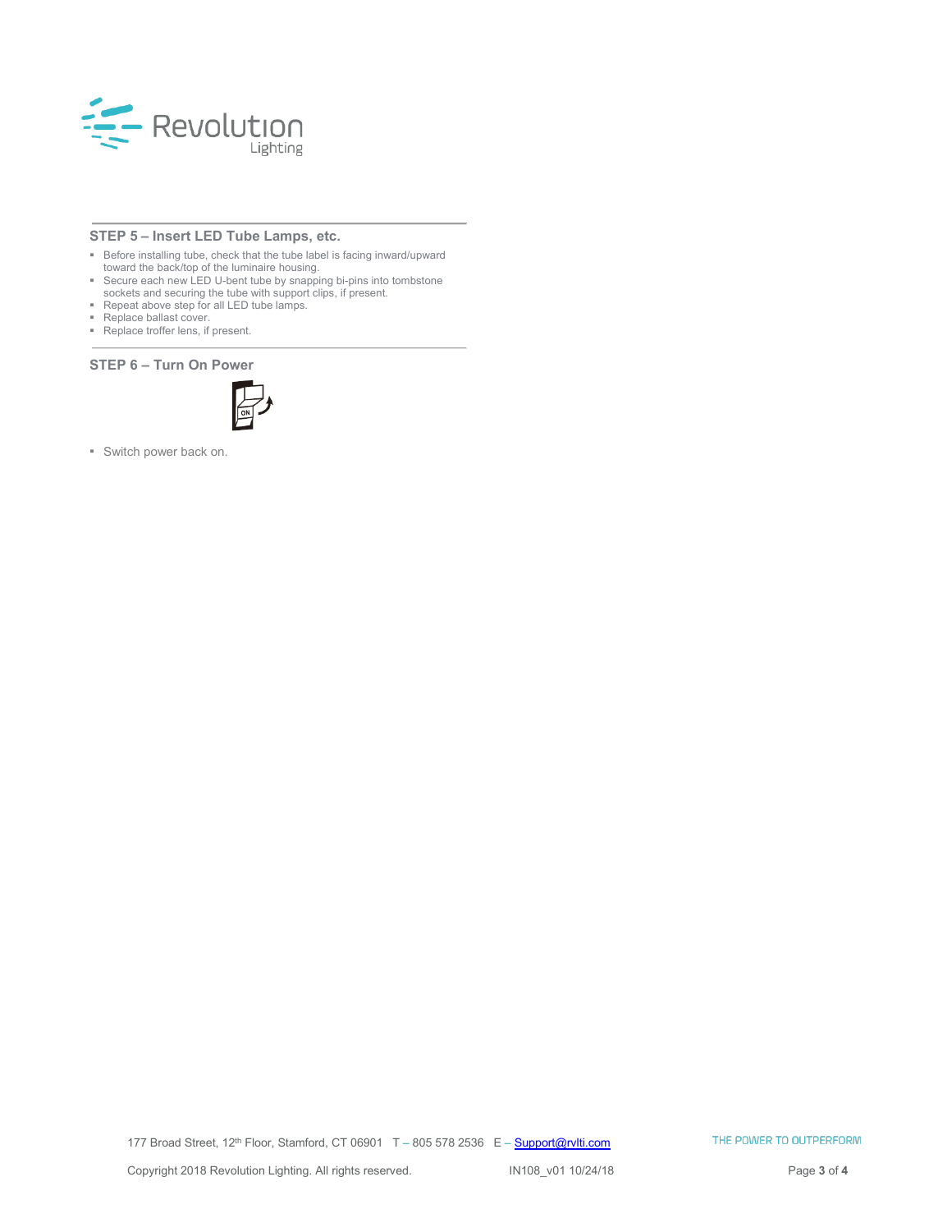## STEP 5 – Insert LED Tube Lamps, etc.

- Before installing tube, check that the tube label is facing inward/upward toward the back/top of the luminaire housing.
- Secure each new LED U-bent tube by snapping bi-pins into tombstone sockets and securing the tube with support clips, if present.
- Repeat above step for all LED tube lamps.
- Replace ballast cover.
- Replace troffer lens, if present.

## STEP 6 – Turn On Power

- Switch power back on.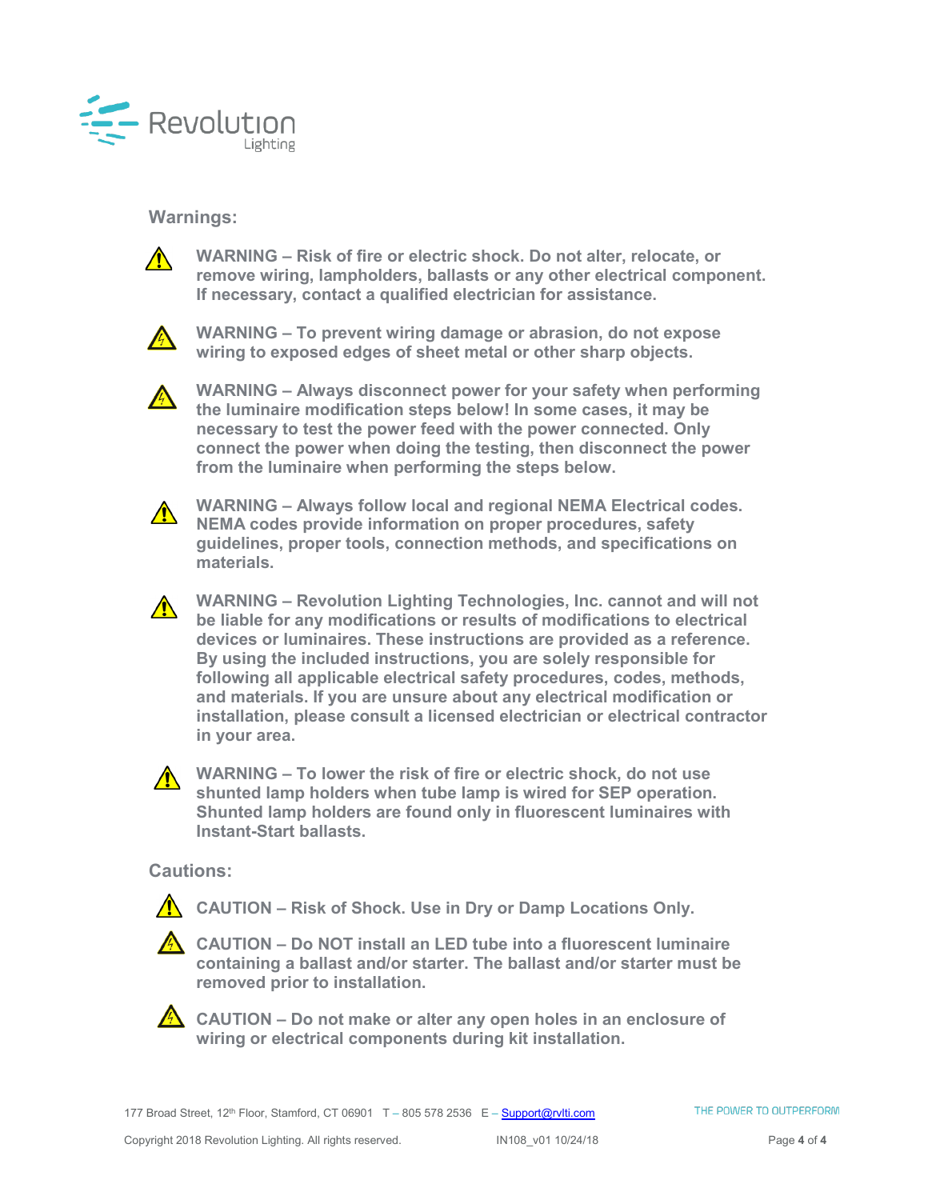## Warnings:

⚠ **WARNING – Risk of fire or electric shock. Do not alter, relocate, or remove wiring, lampholders, ballasts or any other electrical component. If necessary, contact a qualified electrician for assistance.**

⚠ **WARNING – To prevent wiring damage or abrasion, do not expose wiring to exposed edges of sheet metal or other sharp objects.**

⚠ **WARNING – Always disconnect power for your safety when performing the luminaire modification steps below! In some cases, it may be necessary to test the power feed with the power connected. Only connect the power when doing the testing, then disconnect the power from the luminaire when performing the steps below.**

⚠ **WARNING – Always follow local and regional NEMA Electrical codes. NEMA codes provide information on proper procedures, safety guidelines, proper tools, connection methods, and specifications on materials.**

⚠ **WARNING – Revolution Lighting Technologies, Inc. cannot and will not be liable for any modifications or results of modifications to electrical devices or luminaires. These instructions are provided as a reference. By using the included instructions, you are solely responsible for following all applicable electrical safety procedures, codes, methods, and materials. If you are unsure about any electrical modification or installation, please consult a licensed electrician or electrical contractor in your area.**

⚠ **WARNING – To lower the risk of fire or electric shock, do not use shunted lamp holders when tube lamp is wired for SEP operation. Shunted lamp holders are found only in fluorescent luminaires with Instant-Start ballasts.**

## Cautions:

⚠ **CAUTION – Risk of Shock. Use in Dry or Damp Locations Only.**

⚠ **CAUTION – Do NOT install an LED tube into a fluorescent luminaire containing a ballast and/or starter. The ballast and/or starter must be removed prior to installation.**

⚠ **CAUTION – Do not make or alter any open holes in an enclosure of wiring or electrical components during kit installation.**